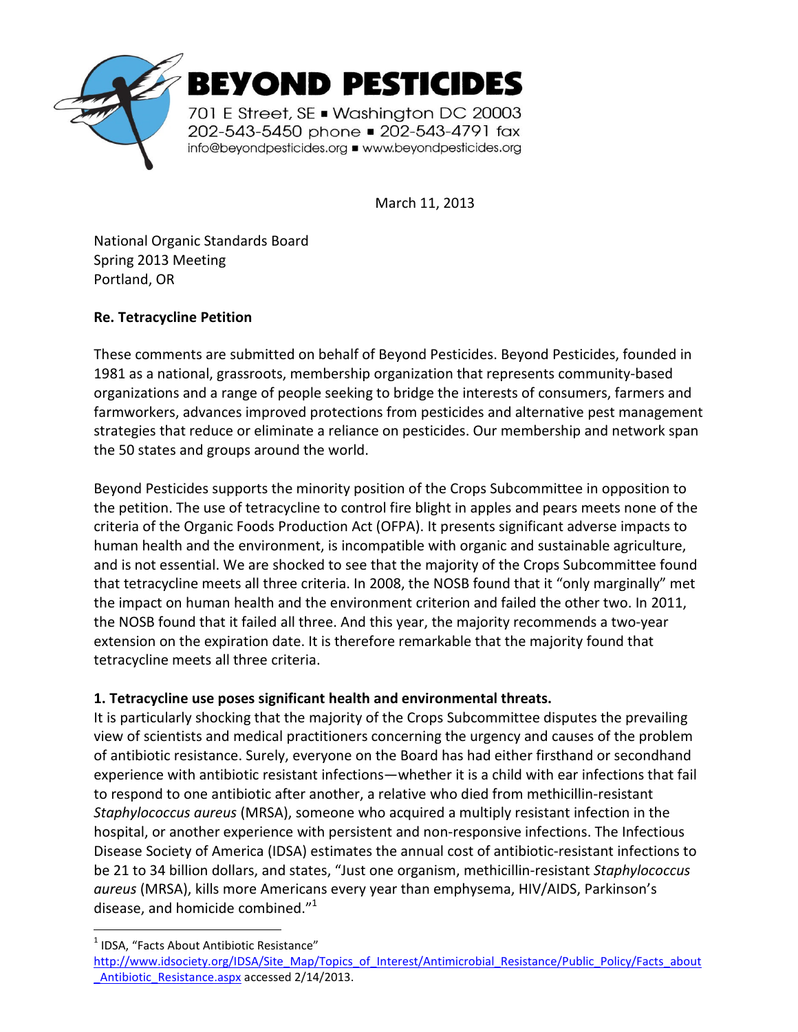**BEYOND PESTICIDES**
701 E Street, SE ▪ Washington DC 20003
202-543-5450 phone ▪ 202-543-4791 fax
info@beyondpesticides.org ▪ www.beyondpesticides.org

March 11, 2013

National Organic Standards Board
Spring 2013 Meeting
Portland, OR

**Re. Tetracycline Petition**

These comments are submitted on behalf of Beyond Pesticides. Beyond Pesticides, founded in 1981 as a national, grassroots, membership organization that represents community-based organizations and a range of people seeking to bridge the interests of consumers, farmers and farmworkers, advances improved protections from pesticides and alternative pest management strategies that reduce or eliminate a reliance on pesticides. Our membership and network span the 50 states and groups around the world.

Beyond Pesticides supports the minority position of the Crops Subcommittee in opposition to the petition. The use of tetracycline to control fire blight in apples and pears meets none of the criteria of the Organic Foods Production Act (OFPA). It presents significant adverse impacts to human health and the environment, is incompatible with organic and sustainable agriculture, and is not essential. We are shocked to see that the majority of the Crops Subcommittee found that tetracycline meets all three criteria. In 2008, the NOSB found that it "only marginally" met the impact on human health and the environment criterion and failed the other two. In 2011, the NOSB found that it failed all three. And this year, the majority recommends a two-year extension on the expiration date. It is therefore remarkable that the majority found that tetracycline meets all three criteria.

**1. Tetracycline use poses significant health and environmental threats.**

It is particularly shocking that the majority of the Crops Subcommittee disputes the prevailing view of scientists and medical practitioners concerning the urgency and causes of the problem of antibiotic resistance. Surely, everyone on the Board has had either firsthand or secondhand experience with antibiotic resistant infections—whether it is a child with ear infections that fail to respond to one antibiotic after another, a relative who died from methicillin-resistant *Staphylococcus aureus* (MRSA), someone who acquired a multiply resistant infection in the hospital, or another experience with persistent and non-responsive infections. The Infectious Disease Society of America (IDSA) estimates the annual cost of antibiotic-resistant infections to be 21 to 34 billion dollars, and states, "Just one organism, methicillin-resistant *Staphylococcus aureus* (MRSA), kills more Americans every year than emphysema, HIV/AIDS, Parkinson's disease, and homicide combined."[1]

---

[1] IDSA, "Facts About Antibiotic Resistance" http://www.idsociety.org/IDSA/Site_Map/Topics_of_Interest/Antimicrobial_Resistance/Public_Policy/Facts_about_Antibiotic_Resistance.aspx accessed 2/14/2013.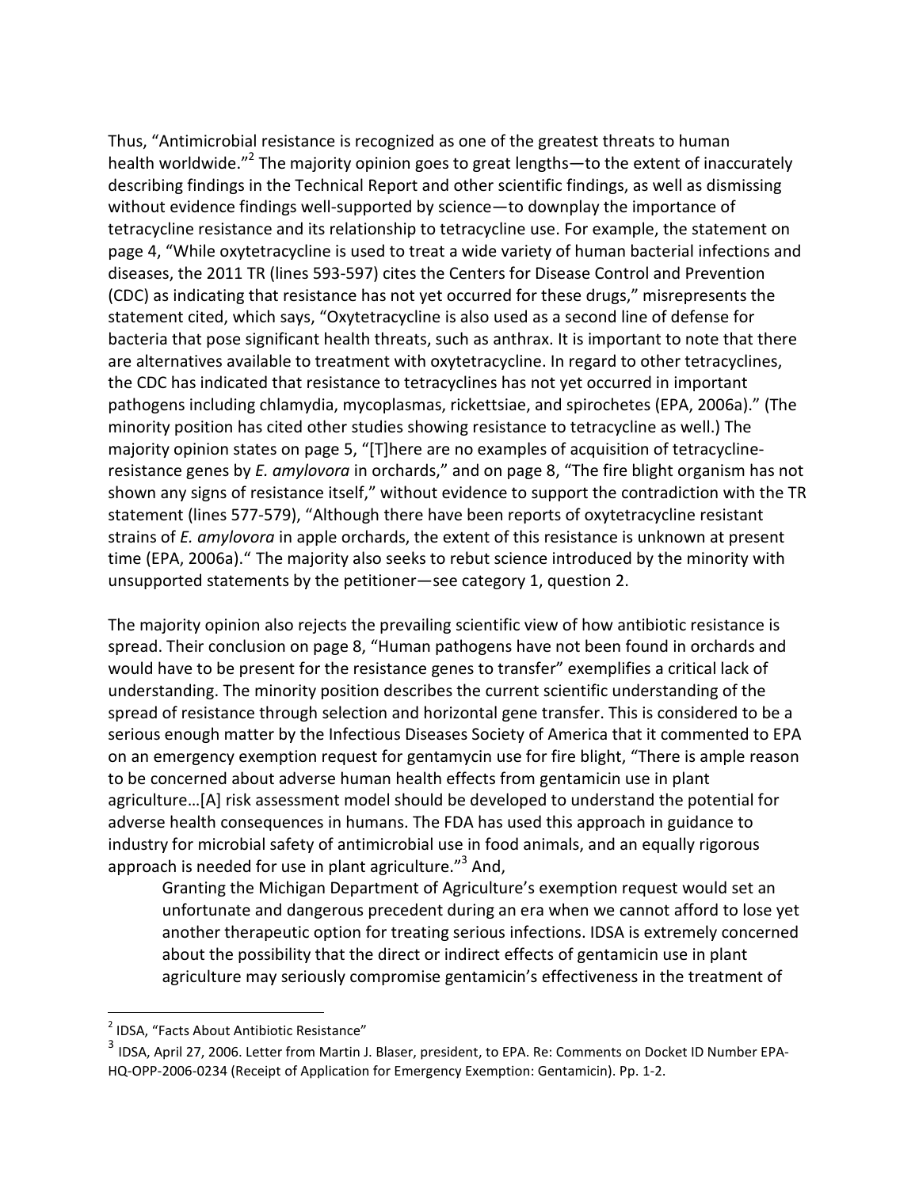Thus, "Antimicrobial resistance is recognized as one of the greatest threats to human health worldwide."[2] The majority opinion goes to great lengths—to the extent of inaccurately describing findings in the Technical Report and other scientific findings, as well as dismissing without evidence findings well-supported by science—to downplay the importance of tetracycline resistance and its relationship to tetracycline use. For example, the statement on page 4, "While oxytetracycline is used to treat a wide variety of human bacterial infections and diseases, the 2011 TR (lines 593-597) cites the Centers for Disease Control and Prevention (CDC) as indicating that resistance has not yet occurred for these drugs," misrepresents the statement cited, which says, "Oxytetracycline is also used as a second line of defense for bacteria that pose significant health threats, such as anthrax. It is important to note that there are alternatives available to treatment with oxytetracycline. In regard to other tetracyclines, the CDC has indicated that resistance to tetracyclines has not yet occurred in important pathogens including chlamydia, mycoplasmas, rickettsiae, and spirochetes (EPA, 2006a)." (The minority position has cited other studies showing resistance to tetracycline as well.) The majority opinion states on page 5, "[T]here are no examples of acquisition of tetracycline-resistance genes by *E. amylovora* in orchards," and on page 8, "The fire blight organism has not shown any signs of resistance itself," without evidence to support the contradiction with the TR statement (lines 577-579), "Although there have been reports of oxytetracycline resistant strains of *E. amylovora* in apple orchards, the extent of this resistance is unknown at present time (EPA, 2006a)." The majority also seeks to rebut science introduced by the minority with unsupported statements by the petitioner—see category 1, question 2.

The majority opinion also rejects the prevailing scientific view of how antibiotic resistance is spread. Their conclusion on page 8, "Human pathogens have not been found in orchards and would have to be present for the resistance genes to transfer" exemplifies a critical lack of understanding. The minority position describes the current scientific understanding of the spread of resistance through selection and horizontal gene transfer. This is considered to be a serious enough matter by the Infectious Diseases Society of America that it commented to EPA on an emergency exemption request for gentamycin use for fire blight, "There is ample reason to be concerned about adverse human health effects from gentamicin use in plant agriculture…[A] risk assessment model should be developed to understand the potential for adverse health consequences in humans. The FDA has used this approach in guidance to industry for microbial safety of antimicrobial use in food animals, and an equally rigorous approach is needed for use in plant agriculture."[3] And,

> Granting the Michigan Department of Agriculture's exemption request would set an unfortunate and dangerous precedent during an era when we cannot afford to lose yet another therapeutic option for treating serious infections. IDSA is extremely concerned about the possibility that the direct or indirect effects of gentamicin use in plant agriculture may seriously compromise gentamicin's effectiveness in the treatment of

---

[2] IDSA, "Facts About Antibiotic Resistance"

[3] IDSA, April 27, 2006. Letter from Martin J. Blaser, president, to EPA. Re: Comments on Docket ID Number EPA-HQ-OPP-2006-0234 (Receipt of Application for Emergency Exemption: Gentamicin). Pp. 1-2.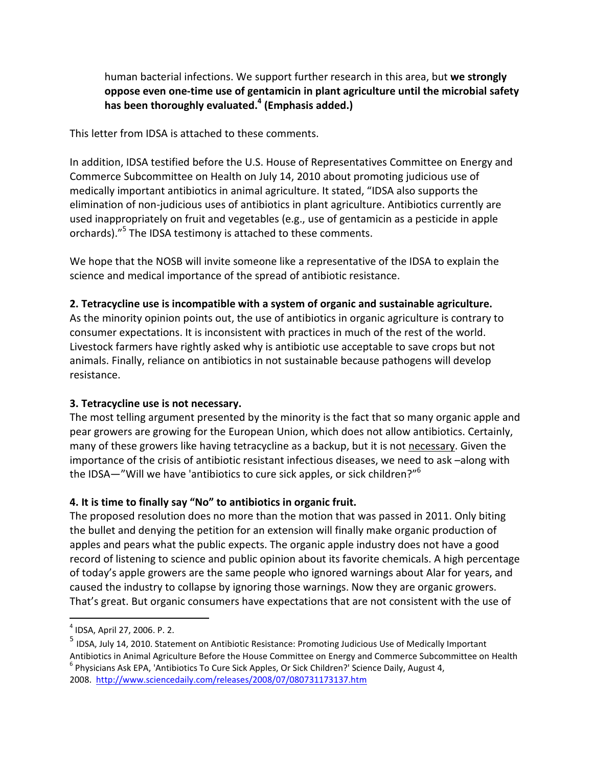> human bacterial infections. We support further research in this area, but **we strongly oppose even one-time use of gentamicin in plant agriculture until the microbial safety has been thoroughly evaluated.[4] (Emphasis added.)**

This letter from IDSA is attached to these comments.

In addition, IDSA testified before the U.S. House of Representatives Committee on Energy and Commerce Subcommittee on Health on July 14, 2010 about promoting judicious use of medically important antibiotics in animal agriculture. It stated, "IDSA also supports the elimination of non-judicious uses of antibiotics in plant agriculture. Antibiotics currently are used inappropriately on fruit and vegetables (e.g., use of gentamicin as a pesticide in apple orchards)."[5] The IDSA testimony is attached to these comments.

We hope that the NOSB will invite someone like a representative of the IDSA to explain the science and medical importance of the spread of antibiotic resistance.

**2. Tetracycline use is incompatible with a system of organic and sustainable agriculture.**
As the minority opinion points out, the use of antibiotics in organic agriculture is contrary to consumer expectations. It is inconsistent with practices in much of the rest of the world. Livestock farmers have rightly asked why is antibiotic use acceptable to save crops but not animals. Finally, reliance on antibiotics in not sustainable because pathogens will develop resistance.

**3. Tetracycline use is not necessary.**
The most telling argument presented by the minority is the fact that so many organic apple and pear growers are growing for the European Union, which does not allow antibiotics. Certainly, many of these growers like having tetracycline as a backup, but it is not <u>necessary</u>. Given the importance of the crisis of antibiotic resistant infectious diseases, we need to ask –along with the IDSA—"Will we have 'antibiotics to cure sick apples, or sick children?"[6]

**4. It is time to finally say "No" to antibiotics in organic fruit.**
The proposed resolution does no more than the motion that was passed in 2011. Only biting the bullet and denying the petition for an extension will finally make organic production of apples and pears what the public expects. The organic apple industry does not have a good record of listening to science and public opinion about its favorite chemicals. A high percentage of today's apple growers are the same people who ignored warnings about Alar for years, and caused the industry to collapse by ignoring those warnings. Now they are organic growers. That's great. But organic consumers have expectations that are not consistent with the use of

---

[4] IDSA, April 27, 2006. P. 2.

[5] IDSA, July 14, 2010. Statement on Antibiotic Resistance: Promoting Judicious Use of Medically Important Antibiotics in Animal Agriculture Before the House Committee on Energy and Commerce Subcommittee on Health

[6] Physicians Ask EPA, 'Antibiotics To Cure Sick Apples, Or Sick Children?' Science Daily, August 4, 2008. http://www.sciencedaily.com/releases/2008/07/080731173137.htm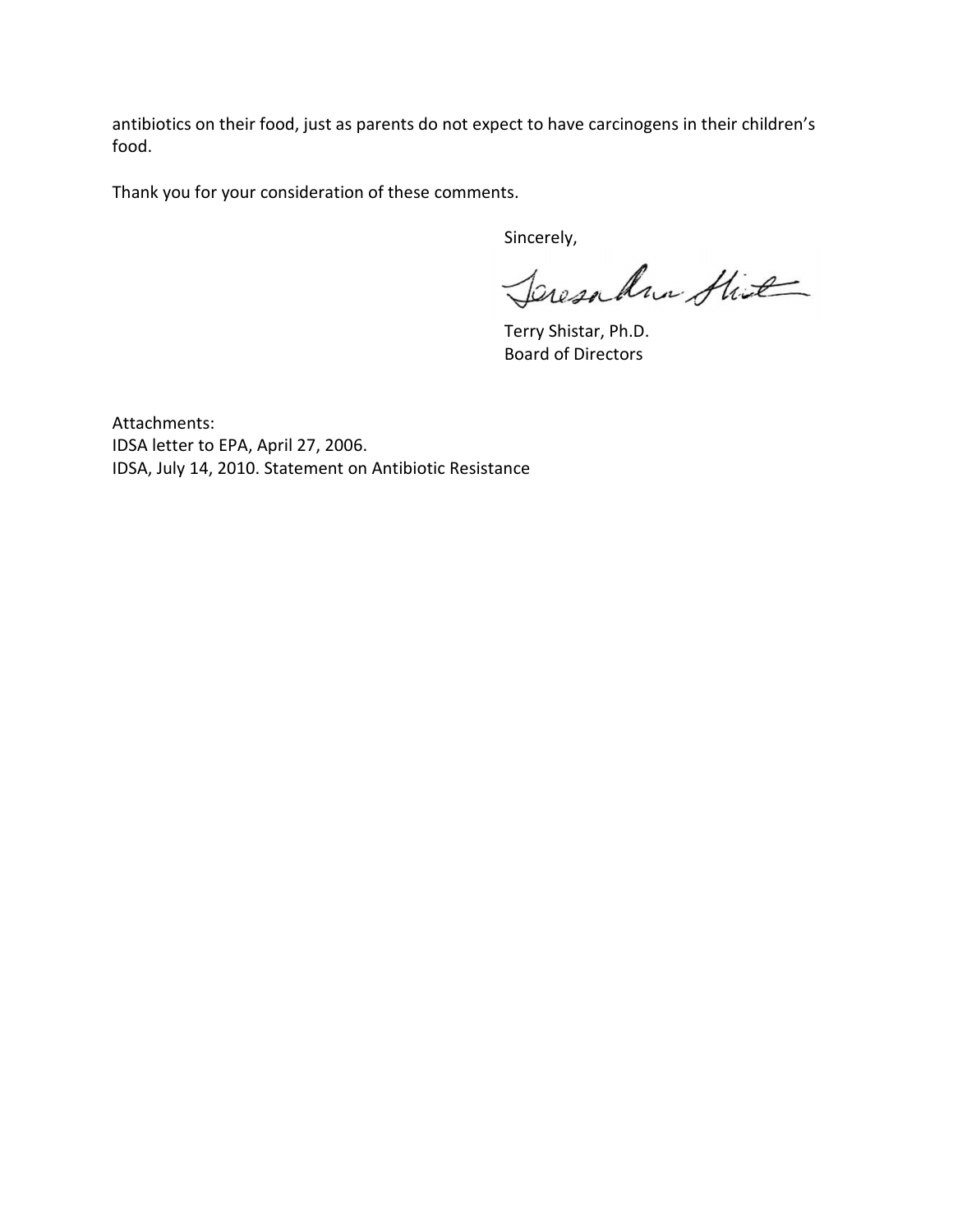antibiotics on their food, just as parents do not expect to have carcinogens in their children's food.

Thank you for your consideration of these comments.

Sincerely,

Terry Shistar, Ph.D.
Board of Directors

Attachments:
IDSA letter to EPA, April 27, 2006.
IDSA, July 14, 2010. Statement on Antibiotic Resistance